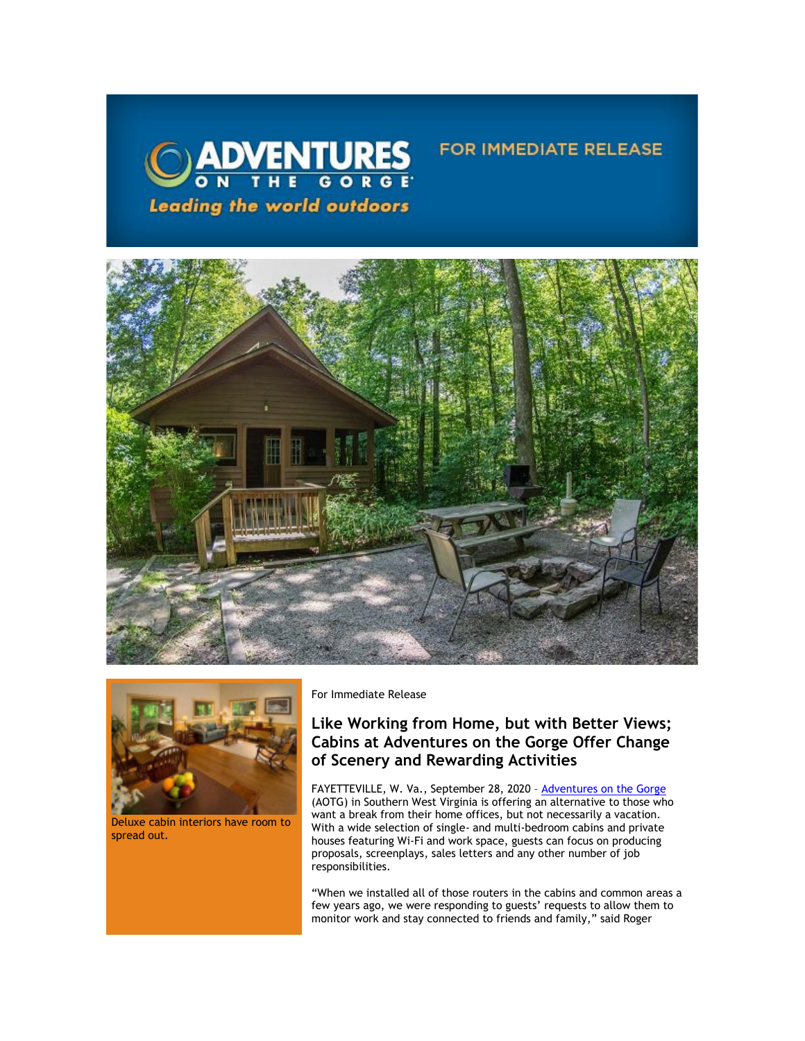ADVENTURES ON THE GORGE

*Leading the world outdoors*

FOR IMMEDIATE RELEASE

Deluxe cabin interiors have room to spread out.

For Immediate Release

## Like Working from Home, but with Better Views; Cabins at Adventures on the Gorge Offer Change of Scenery and Rewarding Activities

FAYETTEVILLE, W. Va., September 28, 2020 – Adventures on the Gorge (AOTG) in Southern West Virginia is offering an alternative to those who want a break from their home offices, but not necessarily a vacation. With a wide selection of single- and multi-bedroom cabins and private houses featuring Wi-Fi and work space, guests can focus on producing proposals, screenplays, sales letters and any other number of job responsibilities.

"When we installed all of those routers in the cabins and common areas a few years ago, we were responding to guests' requests to allow them to monitor work and stay connected to friends and family," said Roger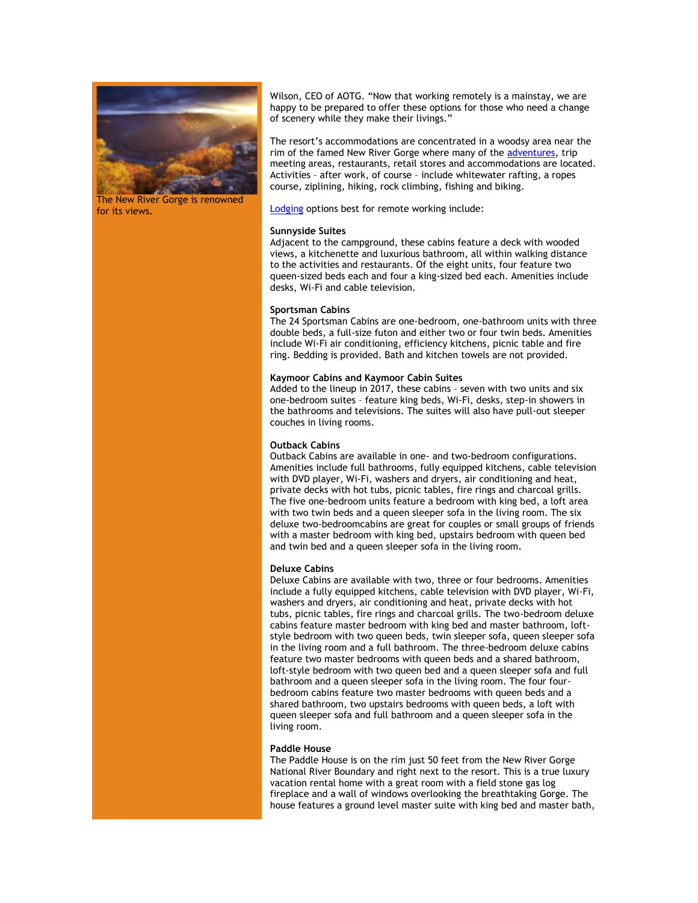The New River Gorge is renowned for its views.

Wilson, CEO of AOTG. "Now that working remotely is a mainstay, we are happy to be prepared to offer these options for those who need a change of scenery while they make their livings."

The resort's accommodations are concentrated in a woodsy area near the rim of the famed New River Gorge where many of the adventures, trip meeting areas, restaurants, retail stores and accommodations are located. Activities – after work, of course – include whitewater rafting, a ropes course, ziplining, hiking, rock climbing, fishing and biking.

Lodging options best for remote working include:

**Sunnyside Suites**
Adjacent to the campground, these cabins feature a deck with wooded views, a kitchenette and luxurious bathroom, all within walking distance to the activities and restaurants. Of the eight units, four feature two queen-sized beds each and four a king-sized bed each. Amenities include desks, Wi-Fi and cable television.

**Sportsman Cabins**
The 24 Sportsman Cabins are one-bedroom, one-bathroom units with three double beds, a full-size futon and either two or four twin beds. Amenities include Wi-Fi air conditioning, efficiency kitchens, picnic table and fire ring. Bedding is provided. Bath and kitchen towels are not provided.

**Kaymoor Cabins and Kaymoor Cabin Suites**
Added to the lineup in 2017, these cabins – seven with two units and six one-bedroom suites – feature king beds, Wi-Fi, desks, step-in showers in the bathrooms and televisions. The suites will also have pull-out sleeper couches in living rooms.

**Outback Cabins**
Outback Cabins are available in one- and two-bedroom configurations. Amenities include full bathrooms, fully equipped kitchens, cable television with DVD player, Wi-Fi, washers and dryers, air conditioning and heat, private decks with hot tubs, picnic tables, fire rings and charcoal grills. The five one-bedroom units feature a bedroom with king bed, a loft area with two twin beds and a queen sleeper sofa in the living room. The six deluxe two-bedroomcabins are great for couples or small groups of friends with a master bedroom with king bed, upstairs bedroom with queen bed and twin bed and a queen sleeper sofa in the living room.

**Deluxe Cabins**
Deluxe Cabins are available with two, three or four bedrooms. Amenities include a fully equipped kitchens, cable television with DVD player, Wi-Fi, washers and dryers, air conditioning and heat, private decks with hot tubs, picnic tables, fire rings and charcoal grills. The two-bedroom deluxe cabins feature master bedroom with king bed and master bathroom, loft-style bedroom with two queen beds, twin sleeper sofa, queen sleeper sofa in the living room and a full bathroom. The three-bedroom deluxe cabins feature two master bedrooms with queen beds and a shared bathroom, loft-style bedroom with two queen bed and a queen sleeper sofa and full bathroom and a queen sleeper sofa in the living room. The four four-bedroom cabins feature two master bedrooms with queen beds and a shared bathroom, two upstairs bedrooms with queen beds, a loft with queen sleeper sofa and full bathroom and a queen sleeper sofa in the living room.

**Paddle House**
The Paddle House is on the rim just 50 feet from the New River Gorge National River Boundary and right next to the resort. This is a true luxury vacation rental home with a great room with a field stone gas log fireplace and a wall of windows overlooking the breathtaking Gorge. The house features a ground level master suite with king bed and master bath,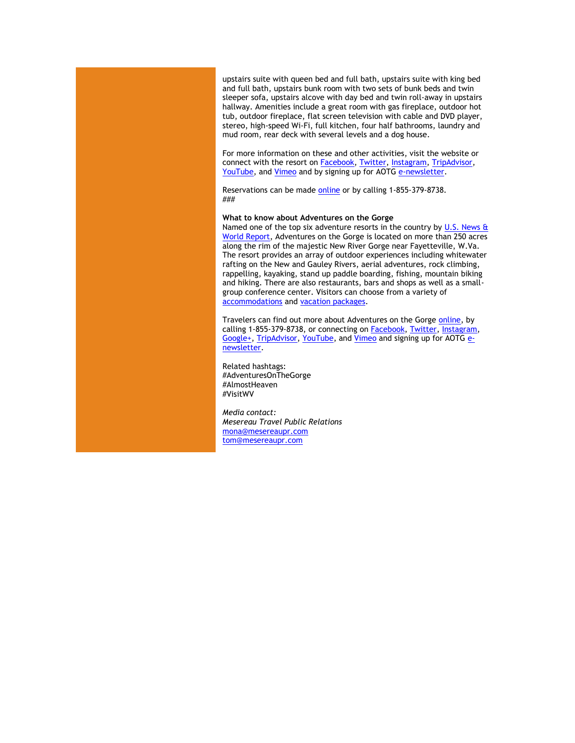upstairs suite with queen bed and full bath, upstairs suite with king bed and full bath, upstairs bunk room with two sets of bunk beds and twin sleeper sofa, upstairs alcove with day bed and twin roll-away in upstairs hallway. Amenities include a great room with gas fireplace, outdoor hot tub, outdoor fireplace, flat screen television with cable and DVD player, stereo, high-speed Wi-Fi, full kitchen, four half bathrooms, laundry and mud room, rear deck with several levels and a dog house.

For more information on these and other activities, visit the website or connect with the resort on Facebook, Twitter, Instagram, TripAdvisor, YouTube, and Vimeo and by signing up for AOTG e-newsletter.

Reservations can be made online or by calling 1-855-379-8738.
###

**What to know about Adventures on the Gorge**
Named one of the top six adventure resorts in the country by U.S. News & World Report, Adventures on the Gorge is located on more than 250 acres along the rim of the majestic New River Gorge near Fayetteville, W.Va. The resort provides an array of outdoor experiences including whitewater rafting on the New and Gauley Rivers, aerial adventures, rock climbing, rappelling, kayaking, stand up paddle boarding, fishing, mountain biking and hiking. There are also restaurants, bars and shops as well as a small-group conference center. Visitors can choose from a variety of accommodations and vacation packages.

Travelers can find out more about Adventures on the Gorge online, by calling 1-855-379-8738, or connecting on Facebook, Twitter, Instagram, Google+, TripAdvisor, YouTube, and Vimeo and signing up for AOTG e-newsletter.

Related hashtags:
#AdventuresOnTheGorge
#AlmostHeaven
#VisitWV

*Media contact:*
*Mesereau Travel Public Relations*
mona@mesereaupr.com
tom@mesereaupr.com